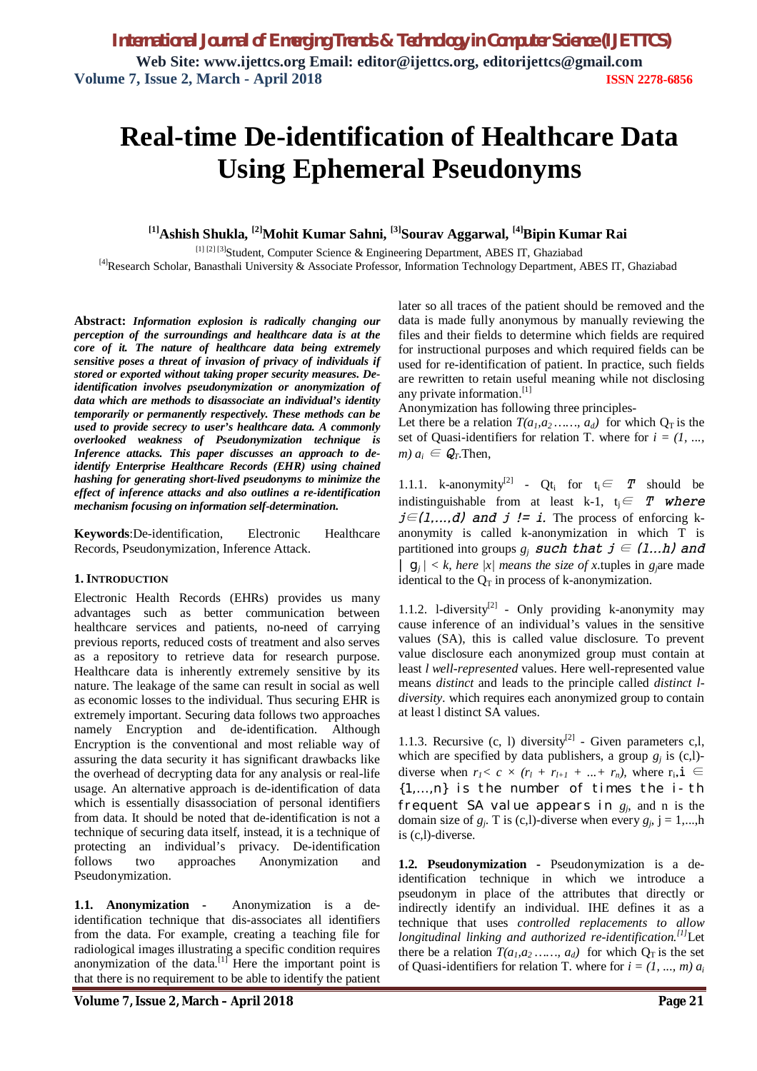# Real-time De-identification of Healthcare Data Using Ephemeral Pseudonyms

**[1]Ashish Shukla, [2]Mohit Kumar Sahni, [3]Sourav Aggarwal, [4]Bipin Kumar Rai**

[1] [2] [3]Student, Computer Science & Engineering Department, ABES IT, Ghaziabad

[4]Research Scholar, Banasthali University & Associate Professor, Information Technology Department, ABES IT, Ghaziabad

**Abstract:** ***Information explosion is radically changing our perception of the surroundings and healthcare data is at the core of it. The nature of healthcare data being extremely sensitive poses a threat of invasion of privacy of individuals if stored or exported without taking proper security measures. De-identification involves pseudonymization or anonymization of data which are methods to disassociate an individual's identity temporarily or permanently respectively. These methods can be used to provide secrecy to user's healthcare data. A commonly overlooked weakness of Pseudonymization technique is Inference attacks. This paper discusses an approach to de-identify Enterprise Healthcare Records (EHR) using chained hashing for generating short-lived pseudonyms to minimize the effect of inference attacks and also outlines a re-identification mechanism focusing on information self-determination.***

**Keywords**:De-identification, Electronic Healthcare Records, Pseudonymization, Inference Attack.

## 1. INTRODUCTION

Electronic Health Records (EHRs) provides us many advantages such as better communication between healthcare services and patients, no-need of carrying previous reports, reduced costs of treatment and also serves as a repository to retrieve data for research purpose. Healthcare data is inherently extremely sensitive by its nature. The leakage of the same can result in social as well as economic losses to the individual. Thus securing EHR is extremely important. Securing data follows two approaches namely Encryption and de-identification. Although Encryption is the conventional and most reliable way of assuring the data security it has significant drawbacks like the overhead of decrypting data for any analysis or real-life usage. An alternative approach is de-identification of data which is essentially disassociation of personal identifiers from data. It should be noted that de-identification is not a technique of securing data itself, instead, it is a technique of protecting an individual's privacy. De-identification follows two approaches Anonymization and Pseudonymization.

**1.1. Anonymization -** Anonymization is a de-identification technique that dis-associates all identifiers from the data. For example, creating a teaching file for radiological images illustrating a specific condition requires anonymization of the data.[1] Here the important point is that there is no requirement to be able to identify the patient later so all traces of the patient should be removed and the data is made fully anonymous by manually reviewing the files and their fields to determine which fields are required for instructional purposes and which required fields can be used for re-identification of patient. In practice, such fields are rewritten to retain useful meaning while not disclosing any private information.[1]

Anonymization has following three principles-

Let there be a relation $T(a_1,a_2 \ldots\ldots, a_d)$ for which $Q_T$ is the set of Quasi-identifiers for relation T. where for $i = (1, \ldots, m)$ $a_i \in Q_T$.Then,

1.1.1. k-anonymity[2] - $Qt_i$ for $t_i \in T$ should be indistinguishable from at least k-1, $t_j \in T$ where $j \in (1,\ldots,d)$ and $j \neq i$. The process of enforcing k-anonymity is called k-anonymization in which T is partitioned into groups $g_j$ such that $j \in (1\ldots h)$ and $|g_j| < k$, *here* $|x|$ *means the size of x.*tuples in $g_j$are made identical to the $Q_T$ in process of k-anonymization.

1.1.2. l-diversity[2] - Only providing k-anonymity may cause inference of an individual's values in the sensitive values (SA), this is called value disclosure. To prevent value disclosure each anonymized group must contain at least *l well-represented* values. Here well-represented value means *distinct* and leads to the principle called *distinct l-diversity.* which requires each anonymized group to contain at least l distinct SA values.

1.1.3. Recursive (c, l) diversity[2] - Given parameters c,l, which are specified by data publishers, a group $g_j$ is (c,l)-diverse when $r_1 < c \times (r_l + r_{l+1} + \ldots + r_n)$, where $r_i$, $i \in \{1,\ldots,n\}$ is the number of times the i-th frequent SA value appears in $g_j$, and n is the domain size of $g_j$. T is (c,l)-diverse when every $g_j$, j = 1,...,h is (c,l)-diverse.

**1.2. Pseudonymization** - Pseudonymization is a de-identification technique in which we introduce a pseudonym in place of the attributes that directly or indirectly identify an individual. IHE defines it as a technique that uses *controlled replacements to allow longitudinal linking and authorized re-identification.[1]*Let there be a relation $T(a_1,a_2 \ldots\ldots, a_d)$ for which $Q_T$ is the set of Quasi-identifiers for relation T. where for $i = (1, \ldots, m)$ $a_i$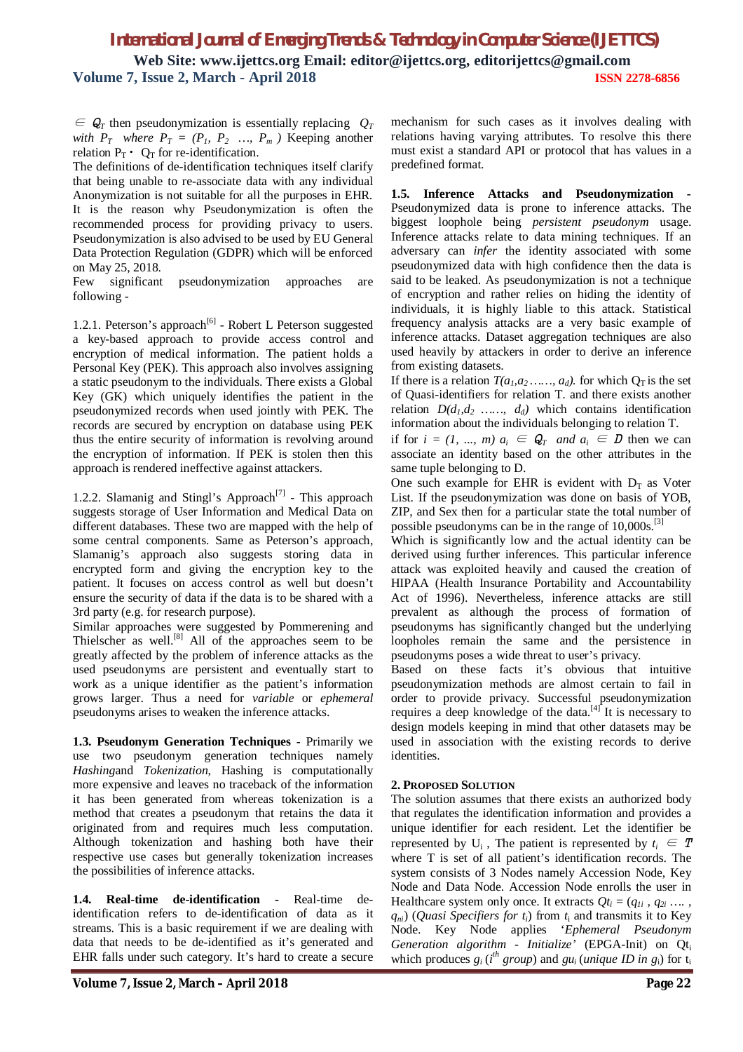$\in Q_T$ then pseudonymization is essentially replacing $Q_T$ *with* $P_T$ *where* $P_T = (P_1, P_2 \ldots, P_m)$ Keeping another relation $P_T \cdot Q_T$ for re-identification.

The definitions of de-identification techniques itself clarify that being unable to re-associate data with any individual Anonymization is not suitable for all the purposes in EHR. It is the reason why Pseudonymization is often the recommended process for providing privacy to users. Pseudonymization is also advised to be used by EU General Data Protection Regulation (GDPR) which will be enforced on May 25, 2018.

Few significant pseudonymization approaches are following -

1.2.1. Peterson's approach[6] - Robert L Peterson suggested a key-based approach to provide access control and encryption of medical information. The patient holds a Personal Key (PEK). This approach also involves assigning a static pseudonym to the individuals. There exists a Global Key (GK) which uniquely identifies the patient in the pseudonymized records when used jointly with PEK. The records are secured by encryption on database using PEK thus the entire security of information is revolving around the encryption of information. If PEK is stolen then this approach is rendered ineffective against attackers.

1.2.2. Slamanig and Stingl's Approach[7] - This approach suggests storage of User Information and Medical Data on different databases. These two are mapped with the help of some central components. Same as Peterson's approach, Slamanig's approach also suggests storing data in encrypted form and giving the encryption key to the patient. It focuses on access control as well but doesn't ensure the security of data if the data is to be shared with a 3rd party (e.g. for research purpose).

Similar approaches were suggested by Pommerening and Thielscher as well.[8] All of the approaches seem to be greatly affected by the problem of inference attacks as the used pseudonyms are persistent and eventually start to work as a unique identifier as the patient's information grows larger. Thus a need for *variable* or *ephemeral* pseudonyms arises to weaken the inference attacks.

**1.3. Pseudonym Generation Techniques -** Primarily we use two pseudonym generation techniques namely *Hashing*and *Tokenization*, Hashing is computationally more expensive and leaves no traceback of the information it has been generated from whereas tokenization is a method that creates a pseudonym that retains the data it originated from and requires much less computation. Although tokenization and hashing both have their respective use cases but generally tokenization increases the possibilities of inference attacks.

**1.4. Real-time de-identification -** Real-time de-identification refers to de-identification of data as it streams. This is a basic requirement if we are dealing with data that needs to be de-identified as it's generated and EHR falls under such category. It's hard to create a secure mechanism for such cases as it involves dealing with relations having varying attributes. To resolve this there must exist a standard API or protocol that has values in a predefined format.

**1.5. Inference Attacks and Pseudonymization -** Pseudonymized data is prone to inference attacks. The biggest loophole being *persistent pseudonym* usage. Inference attacks relate to data mining techniques. If an adversary can *infer* the identity associated with some pseudonymized data with high confidence then the data is said to be leaked. As pseudonymization is not a technique of encryption and rather relies on hiding the identity of individuals, it is highly liable to this attack. Statistical frequency analysis attacks are a very basic example of inference attacks. Dataset aggregation techniques are also used heavily by attackers in order to derive an inference from existing datasets.

If there is a relation $T(a_1, a_2 \ldots\ldots, a_d)$. for which $Q_T$ is the set of Quasi-identifiers for relation T. and there exists another relation $D(d_1, d_2 \ldots\ldots, d_d)$ which contains identification information about the individuals belonging to relation T.

if for $i = (1, \ldots, m)$ $a_i \in Q_T$ *and* $a_i \in D$ then we can associate an identity based on the other attributes in the same tuple belonging to D.

One such example for EHR is evident with $D_T$ as Voter List. If the pseudonymization was done on basis of YOB, ZIP, and Sex then for a particular state the total number of possible pseudonyms can be in the range of 10,000s.[3]

Which is significantly low and the actual identity can be derived using further inferences. This particular inference attack was exploited heavily and caused the creation of HIPAA (Health Insurance Portability and Accountability Act of 1996). Nevertheless, inference attacks are still prevalent as although the process of formation of pseudonyms has significantly changed but the underlying loopholes remain the same and the persistence in pseudonyms poses a wide threat to user's privacy.

Based on these facts it's obvious that intuitive pseudonymization methods are almost certain to fail in order to provide privacy. Successful pseudonymization requires a deep knowledge of the data.[4] It is necessary to design models keeping in mind that other datasets may be used in association with the existing records to derive identities.

## 2. Proposed Solution

The solution assumes that there exists an authorized body that regulates the identification information and provides a unique identifier for each resident. Let the identifier be represented by $U_i$ , The patient is represented by $t_i \in T$ where T is set of all patient's identification records. The system consists of 3 Nodes namely Accession Node, Key Node and Data Node. Accession Node enrolls the user in Healthcare system only once. It extracts $Qt_i = (q_{1i}, q_{2i} \ldots, q_{ni})$ (*Quasi Specifiers for* $t_i$) from $t_i$ and transmits it to Key Node. Key Node applies '*Ephemeral Pseudonym Generation algorithm - Initialize*' (EPGA-Init) on $Qt_i$ which produces $g_i$ ($i^{th}$ *group*) and $gu_i$ (*unique ID in* $g_i$) for $t_i$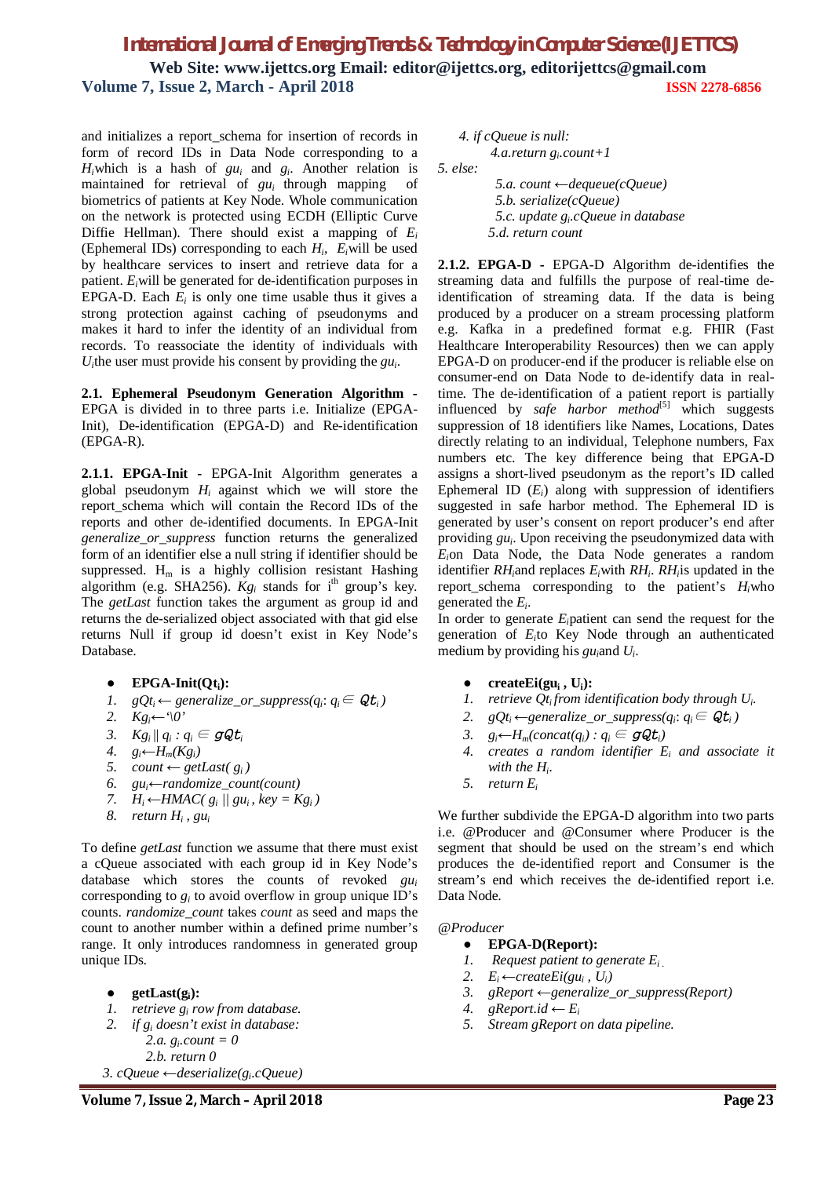and initializes a report_schema for insertion of records in form of record IDs in Data Node corresponding to a $H_i$ which is a hash of $gu_i$ and $g_i$. Another relation is maintained for retrieval of $gu_i$ through mapping of biometrics of patients at Key Node. Whole communication on the network is protected using ECDH (Elliptic Curve Diffie Hellman). There should exist a mapping of $E_i$ (Ephemeral IDs) corresponding to each $H_i$, $E_i$ will be used by healthcare services to insert and retrieve data for a patient. $E_i$ will be generated for de-identification purposes in EPGA-D. Each $E_i$ is only one time usable thus it gives a strong protection against caching of pseudonyms and makes it hard to infer the identity of an individual from records. To reassociate the identity of individuals with $U_i$ the user must provide his consent by providing the $gu_i$.

**2.1. Ephemeral Pseudonym Generation Algorithm** - EPGA is divided in to three parts i.e. Initialize (EPGA-Init), De-identification (EPGA-D) and Re-identification (EPGA-R).

**2.1.1. EPGA-Init** - EPGA-Init Algorithm generates a global pseudonym $H_i$ against which we will store the report_schema which will contain the Record IDs of the reports and other de-identified documents. In EPGA-Init *generalize_or_suppress* function returns the generalized form of an identifier else a null string if identifier should be suppressed. $H_m$ is a highly collision resistant Hashing algorithm (e.g. SHA256). $Kg_i$ stands for $i^{th}$ group's key. The *getLast* function takes the argument as group id and returns the de-serialized object associated with that gid else returns Null if group id doesn't exist in Key Node's Database.

- **EPGA-Init($Qt_i$):**

1. $gQt_i \leftarrow$ *generalize_or_suppress*($q_i$: $q_i \in Qt_i$)
2. $Kg_i \leftarrow$ '\0'
3. $Kg_i \,\|\, q_i : q_i \in gQt_i$
4. $g_i \leftarrow H_m(Kg_i)$
5. *count* $\leftarrow$ *getLast*( $g_i$ )
6. $gu_i \leftarrow$ *randomize_count(count)*
7. $H_i \leftarrow$ *HMAC*( $g_i$ || $gu_i$ , *key* = $Kg_i$ )
8. *return* $H_i$ , $gu_i$

To define *getLast* function we assume that there must exist a cQueue associated with each group id in Key Node's database which stores the counts of revoked $gu_i$ corresponding to $g_i$ to avoid overflow in group unique ID's counts. *randomize_count* takes *count* as seed and maps the count to another number within a defined prime number's range. It only introduces randomness in generated group unique IDs.

- **getLast($g_i$):**

1. *retrieve* $g_i$ *row from database.*
2. *if* $g_i$ *doesn't exist in database:*
   2.a. $g_i$*.count = 0*
   2.b. *return 0*
3. *cQueue* $\leftarrow$ *deserialize*($g_i$*.cQueue*)
4. *if cQueue is null:*
   4.a. *return* $g_i$*.count+1*
5. *else:*
   5.a. *count* $\leftarrow$ *dequeue(cQueue)*
   5.b. *serialize(cQueue)*
   5.c. *update* $g_i$*.cQueue in database*
   5.d. *return count*

**2.1.2. EPGA-D** - EPGA-D Algorithm de-identifies the streaming data and fulfills the purpose of real-time de-identification of streaming data. If the data is being produced by a producer on a stream processing platform e.g. Kafka in a predefined format e.g. FHIR (Fast Healthcare Interoperability Resources) then we can apply EPGA-D on producer-end if the producer is reliable else on consumer-end on Data Node to de-identify data in real-time. The de-identification of a patient report is partially influenced by *safe harbor method*[5] which suggests suppression of 18 identifiers like Names, Locations, Dates directly relating to an individual, Telephone numbers, Fax numbers etc. The key difference being that EPGA-D assigns a short-lived pseudonym as the report's ID called Ephemeral ID ($E_i$) along with suppression of identifiers suggested in safe harbor method. The Ephemeral ID is generated by user's consent on report producer's end after providing $gu_i$. Upon receiving the pseudonymized data with $E_i$ on Data Node, the Data Node generates a random identifier $RH_i$ and replaces $E_i$ with $RH_i$. $RH_i$ is updated in the report_schema corresponding to the patient's $H_i$ who generated the $E_i$.

In order to generate $E_i$ patient can send the request for the generation of $E_i$ to Key Node through an authenticated medium by providing his $gu_i$ and $U_i$.

- **createEi($gu_i$ , $U_i$):**

1. *retrieve* $Qt_i$ *from identification body through* $U_i$.
2. $gQt_i \leftarrow$ *generalize_or_suppress*($q_i$: $q_i \in Qt_i$ )
3. $g_i \leftarrow H_m$(*concat*($q_i$) : $q_i \in gQt_i$)
4. *creates a random identifier* $E_i$ *and associate it with the* $H_i$.
5. *return* $E_i$

We further subdivide the EPGA-D algorithm into two parts i.e. @Producer and @Consumer where Producer is the segment that should be used on the stream's end which produces the de-identified report and Consumer is the stream's end which receives the de-identified report i.e. Data Node.

*@Producer*

- **EPGA-D(Report):**

1. *Request patient to generate* $E_i$
2. $E_i \leftarrow$ *createEi*($gu_i$ , $U_i$)
3. *gReport* $\leftarrow$ *generalize_or_suppress(Report)*
4. *gReport.id* $\leftarrow E_i$
5. *Stream gReport on data pipeline.*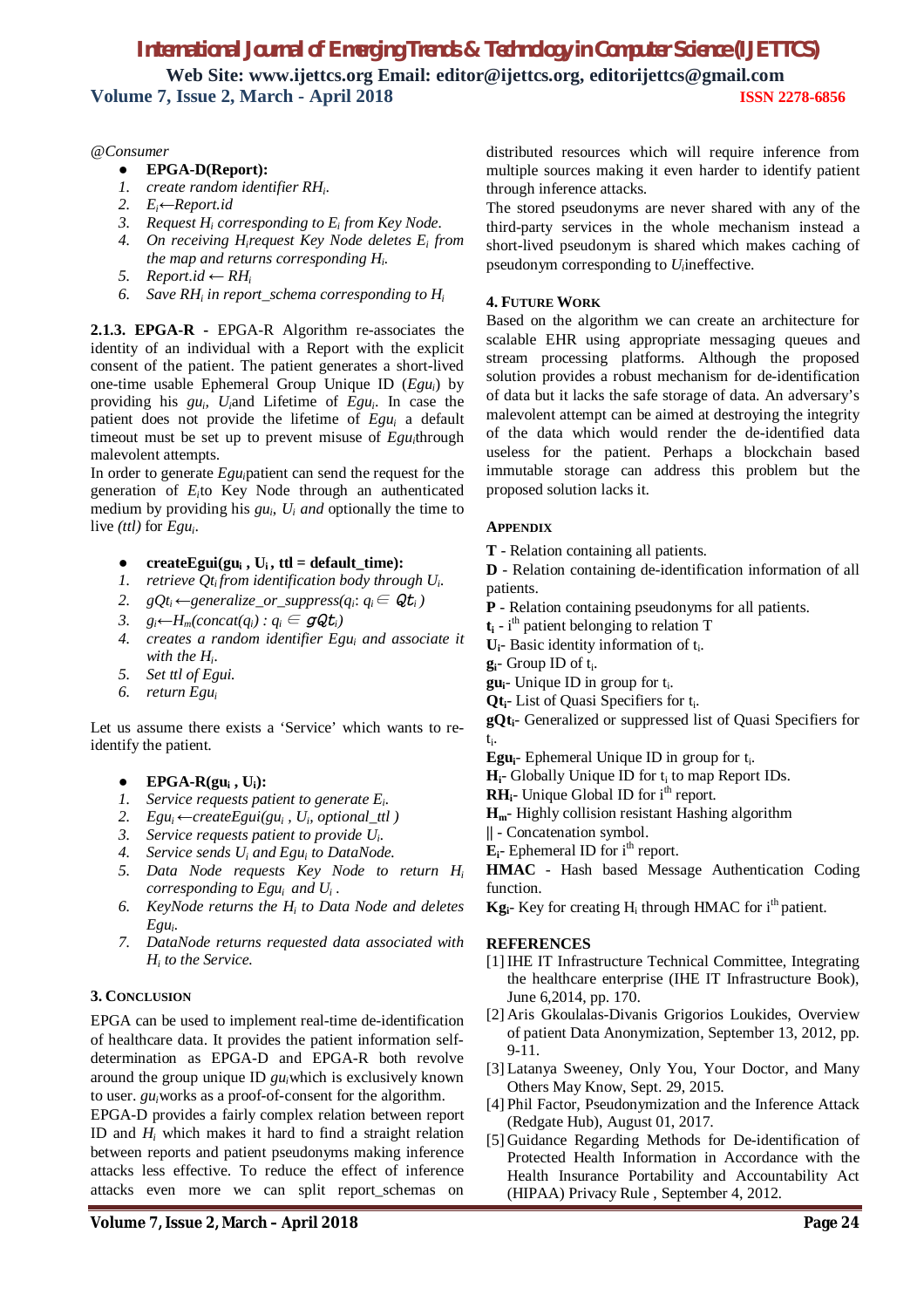*@Consumer*

- **EPGA-D(Report):**

1. *create random identifier $RH_i$.*
2. *$E_i \leftarrow Report.id$*
3. *Request $H_i$ corresponding to $E_i$ from Key Node.*
4. *On receiving $H_i$ request Key Node deletes $E_i$ from the map and returns corresponding $H_i$.*
5. *$Report.id \leftarrow RH_i$*
6. *Save $RH_i$ in report_schema corresponding to $H_i$*

**2.1.3. EPGA-R -** EPGA-R Algorithm re-associates the identity of an individual with a Report with the explicit consent of the patient. The patient generates a short-lived one-time usable Ephemeral Group Unique ID (*$Egu_i$*) by providing his *$gu_i$*, *$U_i$* and Lifetime of *$Egu_i$*. In case the patient does not provide the lifetime of *$Egu_i$* a default timeout must be set up to prevent misuse of *$Egu_i$* through malevolent attempts.

In order to generate *$Egu_i$* patient can send the request for the generation of *$E_i$* to Key Node through an authenticated medium by providing his *$gu_i$*, *$U_i$ and* optionally the time to live *(ttl)* for *$Egu_i$*.

- **createEgui($gu_i$ , $U_i$ , ttl = default_time):**

1. *retrieve $Qt_i$ from identification body through $U_i$.*
2. *$gQt_i \leftarrow generalize\_or\_suppress(q_i: q_i \in Qt_i)$*
3. *$g_i \leftarrow H_m(concat(q_i) : q_i \in gQt_i)$*
4. *creates a random identifier $Egu_i$ and associate it with the $H_i$.*
5. *Set ttl of Egui.*
6. *return $Egu_i$*

Let us assume there exists a 'Service' which wants to re-identify the patient.

- **EPGA-R($gu_i$ , $U_i$):**

1. *Service requests patient to generate $E_i$.*
2. *$Egu_i \leftarrow createEgui(gu_i , U_i, optional\_ttl )$*
3. *Service requests patient to provide $U_i$.*
4. *Service sends $U_i$ and $Egu_i$ to DataNode.*
5. *Data Node requests Key Node to return $H_i$ corresponding to $Egu_i$ and $U_i$.*
6. *KeyNode returns the $H_i$ to Data Node and deletes $Egu_i$.*
7. *DataNode returns requested data associated with $H_i$ to the Service.*

## 3. Conclusion

EPGA can be used to implement real-time de-identification of healthcare data. It provides the patient information self-determination as EPGA-D and EPGA-R both revolve around the group unique ID *$gu_i$* which is exclusively known to user. *$gu_i$* works as a proof-of-consent for the algorithm.

EPGA-D provides a fairly complex relation between report ID and *$H_i$* which makes it hard to find a straight relation between reports and patient pseudonyms making inference attacks less effective. To reduce the effect of inference attacks even more we can split report_schemas on distributed resources which will require inference from multiple sources making it even harder to identify patient through inference attacks.

The stored pseudonyms are never shared with any of the third-party services in the whole mechanism instead a short-lived pseudonym is shared which makes caching of pseudonym corresponding to *$U_i$* ineffective.

## 4. Future Work

Based on the algorithm we can create an architecture for scalable EHR using appropriate messaging queues and stream processing platforms. Although the proposed solution provides a robust mechanism for de-identification of data but it lacks the safe storage of data. An adversary's malevolent attempt can be aimed at destroying the integrity of the data which would render the de-identified data useless for the patient. Perhaps a blockchain based immutable storage can address this problem but the proposed solution lacks it.

## Appendix

**T** - Relation containing all patients.

**D** - Relation containing de-identification information of all patients.

**P** - Relation containing pseudonyms for all patients.

**$t_i$** - $i^{th}$ patient belonging to relation T

**$U_i$**- Basic identity information of $t_i$.

**$g_i$**- Group ID of $t_i$.

**$gu_i$**- Unique ID in group for $t_i$.

**$Qt_i$**- List of Quasi Specifiers for $t_i$.

**$gQt_i$**- Generalized or suppressed list of Quasi Specifiers for $t_i$.

**$Egu_i$**- Ephemeral Unique ID in group for $t_i$.

**$H_i$**- Globally Unique ID for $t_i$ to map Report IDs.

**$RH_i$**- Unique Global ID for $i^{th}$ report.

**$H_m$**- Highly collision resistant Hashing algorithm

**||** - Concatenation symbol.

**$E_i$**- Ephemeral ID for $i^{th}$ report.

**HMAC** - Hash based Message Authentication Coding function.

**$Kg_i$**- Key for creating $H_i$ through HMAC for $i^{th}$ patient.

## REFERENCES

[1] IHE IT Infrastructure Technical Committee, Integrating the healthcare enterprise (IHE IT Infrastructure Book), June 6,2014, pp. 170.

[2] Aris Gkoulalas-Divanis Grigorios Loukides, Overview of patient Data Anonymization, September 13, 2012, pp. 9-11.

[3] Latanya Sweeney, Only You, Your Doctor, and Many Others May Know, Sept. 29, 2015.

[4] Phil Factor, Pseudonymization and the Inference Attack (Redgate Hub), August 01, 2017.

[5] Guidance Regarding Methods for De-identification of Protected Health Information in Accordance with the Health Insurance Portability and Accountability Act (HIPAA) Privacy Rule , September 4, 2012.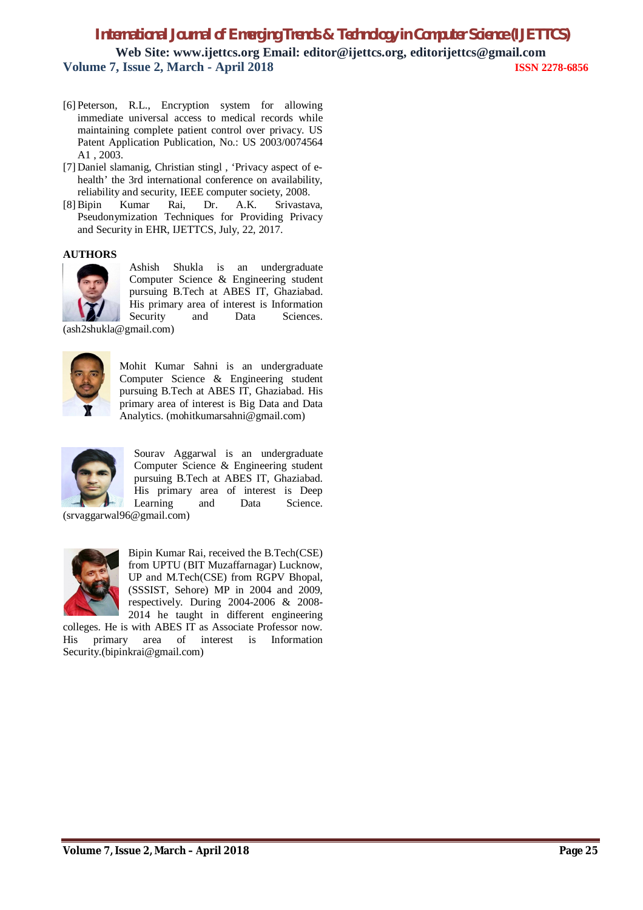[6] Peterson, R.L., Encryption system for allowing immediate universal access to medical records while maintaining complete patient control over privacy. US Patent Application Publication, No.: US 2003/0074564 A1 , 2003.

[7] Daniel slamanig, Christian stingl , 'Privacy aspect of e-health' the 3rd international conference on availability, reliability and security, IEEE computer society, 2008.

[8] Bipin Kumar Rai, Dr. A.K. Srivastava, Pseudonymization Techniques for Providing Privacy and Security in EHR, IJETTCS, July, 22, 2017.

**AUTHORS**

Ashish Shukla is an undergraduate Computer Science & Engineering student pursuing B.Tech at ABES IT, Ghaziabad. His primary area of interest is Information Security and Data Sciences. (ash2shukla@gmail.com)

Mohit Kumar Sahni is an undergraduate Computer Science & Engineering student pursuing B.Tech at ABES IT, Ghaziabad. His primary area of interest is Big Data and Data Analytics. (mohitkumarsahni@gmail.com)

Sourav Aggarwal is an undergraduate Computer Science & Engineering student pursuing B.Tech at ABES IT, Ghaziabad. His primary area of interest is Deep Learning and Data Science. (srvaggarwal96@gmail.com)

Bipin Kumar Rai, received the B.Tech(CSE) from UPTU (BIT Muzaffarnagar) Lucknow, UP and M.Tech(CSE) from RGPV Bhopal, (SSSIST, Sehore) MP in 2004 and 2009, respectively. During 2004-2006 & 2008-2014 he taught in different engineering colleges. He is with ABES IT as Associate Professor now. His primary area of interest is Information Security.(bipinkrai@gmail.com)